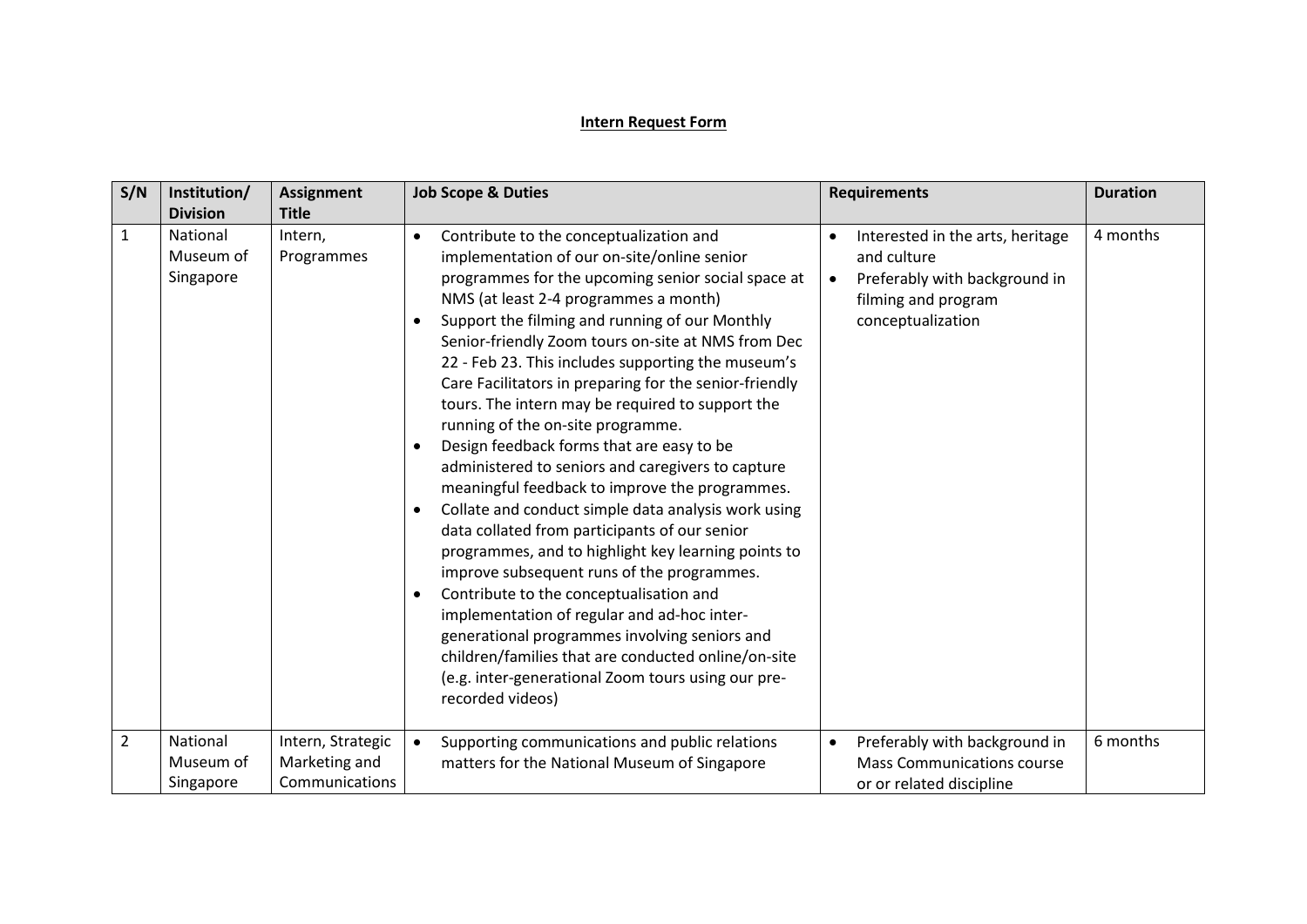**Intern Request Form**

| S/N | Institution/ Division | Assignment Title | Job Scope & Duties | Requirements | Duration |
|---|---|---|---|---|---|
| 1 | National Museum of Singapore | Intern, Programmes | • Contribute to the conceptualization and implementation of our on-site/online senior programmes for the upcoming senior social space at NMS (at least 2-4 programmes a month)<br>• Support the filming and running of our Monthly Senior-friendly Zoom tours on-site at NMS from Dec 22 - Feb 23. This includes supporting the museum's Care Facilitators in preparing for the senior-friendly tours. The intern may be required to support the running of the on-site programme.<br>• Design feedback forms that are easy to be administered to seniors and caregivers to capture meaningful feedback to improve the programmes.<br>• Collate and conduct simple data analysis work using data collated from participants of our senior programmes, and to highlight key learning points to improve subsequent runs of the programmes.<br>• Contribute to the conceptualisation and implementation of regular and ad-hoc inter-generational programmes involving seniors and children/families that are conducted online/on-site (e.g. inter-generational Zoom tours using our pre-recorded videos) | • Interested in the arts, heritage and culture<br>• Preferably with background in filming and program conceptualization | 4 months |
| 2 | National Museum of Singapore | Intern, Strategic Marketing and Communications | • Supporting communications and public relations matters for the National Museum of Singapore | • Preferably with background in Mass Communications course or or related discipline | 6 months |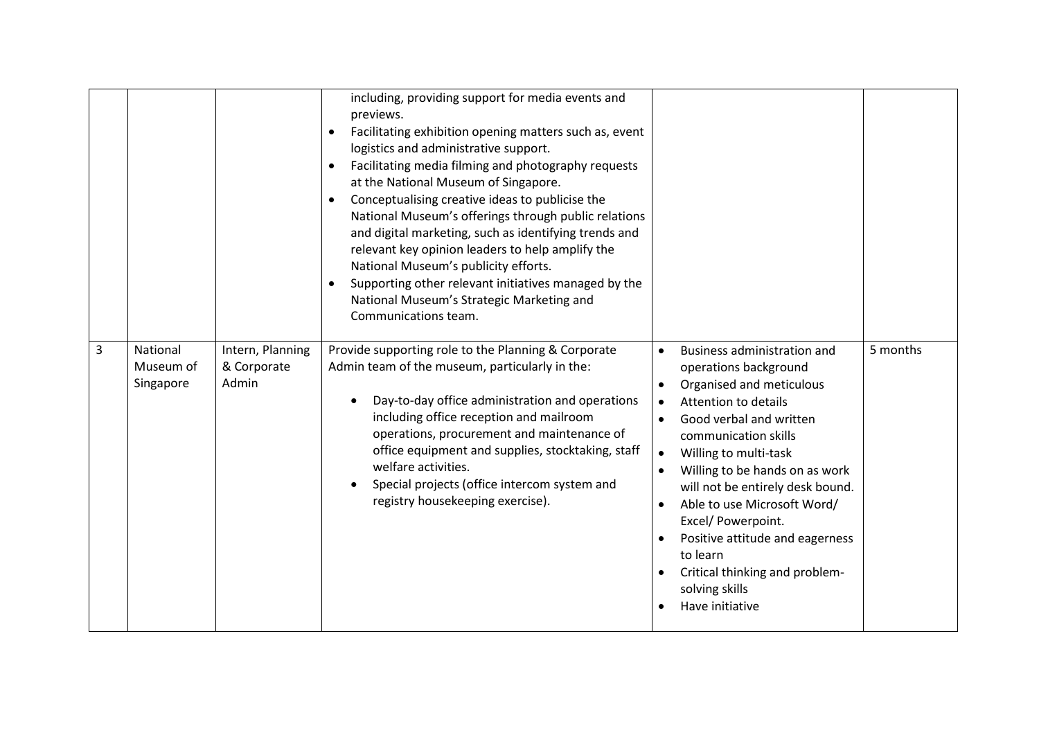| | | | | | |
|---|---|---|---|---|---|
| | | | including, providing support for media events and previews.<br>• Facilitating exhibition opening matters such as, event logistics and administrative support.<br>• Facilitating media filming and photography requests at the National Museum of Singapore.<br>• Conceptualising creative ideas to publicise the National Museum's offerings through public relations and digital marketing, such as identifying trends and relevant key opinion leaders to help amplify the National Museum's publicity efforts.<br>• Supporting other relevant initiatives managed by the National Museum's Strategic Marketing and Communications team. | | |
| 3 | National Museum of Singapore | Intern, Planning & Corporate Admin | Provide supporting role to the Planning & Corporate Admin team of the museum, particularly in the:<br>• Day-to-day office administration and operations including office reception and mailroom operations, procurement and maintenance of office equipment and supplies, stocktaking, staff welfare activities.<br>• Special projects (office intercom system and registry housekeeping exercise). | • Business administration and operations background<br>• Organised and meticulous<br>• Attention to details<br>• Good verbal and written communication skills<br>• Willing to multi-task<br>• Willing to be hands on as work will not be entirely desk bound.<br>• Able to use Microsoft Word/ Excel/ Powerpoint.<br>• Positive attitude and eagerness to learn<br>• Critical thinking and problem-solving skills<br>• Have initiative | 5 months |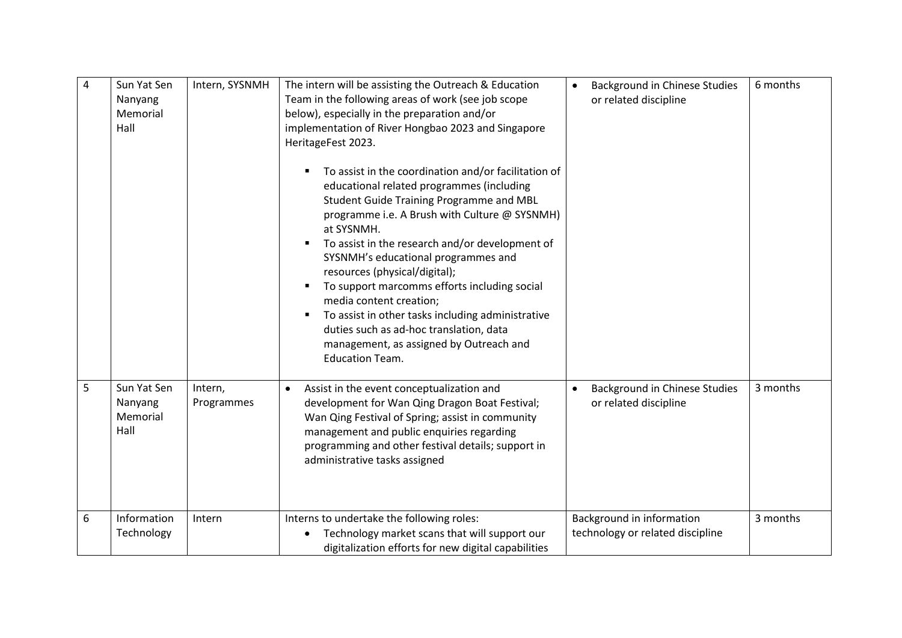| 4 | Sun Yat Sen Nanyang Memorial Hall | Intern, SYSNMH | The intern will be assisting the Outreach & Education Team in the following areas of work (see job scope below), especially in the preparation and/or implementation of River Hongbao 2023 and Singapore HeritageFest 2023.<br><br>▪ To assist in the coordination and/or facilitation of educational related programmes (including Student Guide Training Programme and MBL programme i.e. A Brush with Culture @ SYSNMH) at SYSNMH.<br>▪ To assist in the research and/or development of SYSNMH's educational programmes and resources (physical/digital);<br>▪ To support marcomms efforts including social media content creation;<br>▪ To assist in other tasks including administrative duties such as ad-hoc translation, data management, as assigned by Outreach and Education Team. | • Background in Chinese Studies or related discipline | 6 months |
|---|---|---|---|---|---|
| 5 | Sun Yat Sen Nanyang Memorial Hall | Intern, Programmes | • Assist in the event conceptualization and development for Wan Qing Dragon Boat Festival; Wan Qing Festival of Spring; assist in community management and public enquiries regarding programming and other festival details; support in administrative tasks assigned | • Background in Chinese Studies or related discipline | 3 months |
| 6 | Information Technology | Intern | Interns to undertake the following roles:<br>• Technology market scans that will support our digitalization efforts for new digital capabilities | Background in information technology or related discipline | 3 months |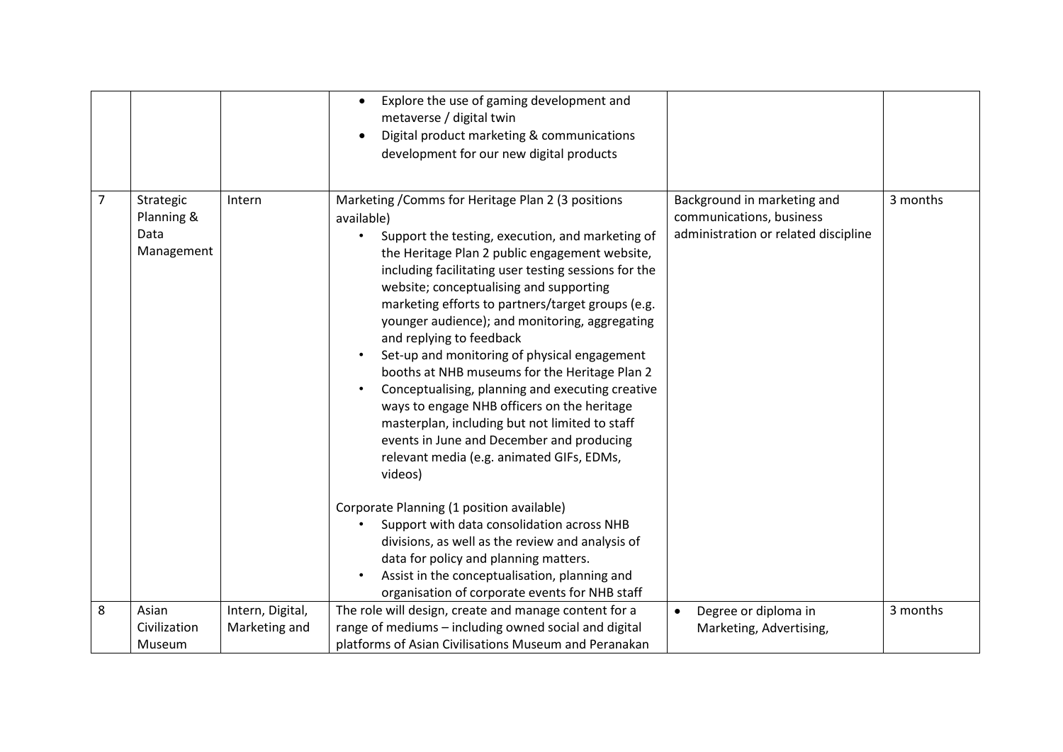| | | | | | |
|---|---|---|---|---|---|
| | | | • Explore the use of gaming development and metaverse / digital twin<br>• Digital product marketing & communications development for our new digital products | | |
| 7 | Strategic Planning & Data Management | Intern | Marketing /Comms for Heritage Plan 2 (3 positions available)<br>• Support the testing, execution, and marketing of the Heritage Plan 2 public engagement website, including facilitating user testing sessions for the website; conceptualising and supporting marketing efforts to partners/target groups (e.g. younger audience); and monitoring, aggregating and replying to feedback<br>• Set-up and monitoring of physical engagement booths at NHB museums for the Heritage Plan 2<br>• Conceptualising, planning and executing creative ways to engage NHB officers on the heritage masterplan, including but not limited to staff events in June and December and producing relevant media (e.g. animated GIFs, EDMs, videos)<br><br>Corporate Planning (1 position available)<br>• Support with data consolidation across NHB divisions, as well as the review and analysis of data for policy and planning matters.<br>• Assist in the conceptualisation, planning and organisation of corporate events for NHB staff | Background in marketing and communications, business administration or related discipline | 3 months |
| 8 | Asian Civilization Museum | Intern, Digital, Marketing and | The role will design, create and manage content for a range of mediums – including owned social and digital platforms of Asian Civilisations Museum and Peranakan | • Degree or diploma in Marketing, Advertising, | 3 months |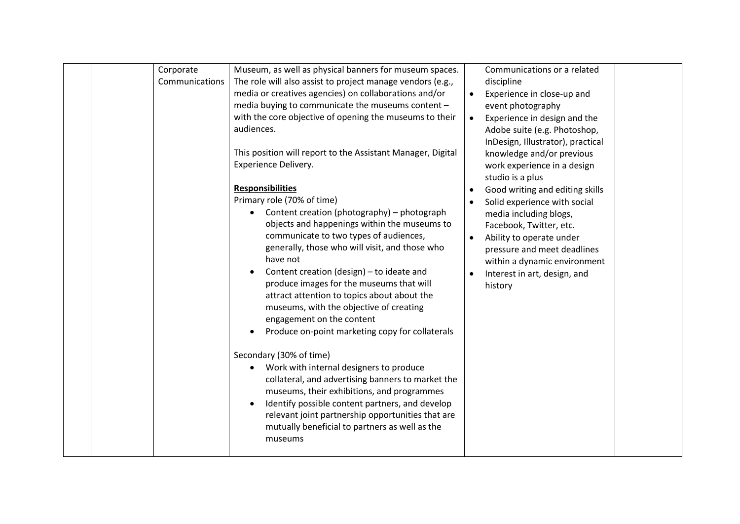|  |  | Corporate Communications | Museum, as well as physical banners for museum spaces. The role will also assist to project manage vendors (e.g., media or creatives agencies) on collaborations and/or media buying to communicate the museums content – with the core objective of opening the museums to their audiences.<br><br>This position will report to the Assistant Manager, Digital Experience Delivery.<br><br>**<u>Responsibilities</u>**<br>Primary role (70% of time)<br>• Content creation (photography) – photograph objects and happenings within the museums to communicate to two types of audiences, generally, those who will visit, and those who have not<br>• Content creation (design) – to ideate and produce images for the museums that will attract attention to topics about about the museums, with the objective of creating engagement on the content<br>• Produce on-point marketing copy for collaterals<br><br>Secondary (30% of time)<br>• Work with internal designers to produce collateral, and advertising banners to market the museums, their exhibitions, and programmes<br>• Identify possible content partners, and develop relevant joint partnership opportunities that are mutually beneficial to partners as well as the museums | Communications or a related discipline<br>• Experience in close-up and event photography<br>• Experience in design and the Adobe suite (e.g. Photoshop, InDesign, Illustrator), practical knowledge and/or previous work experience in a design studio is a plus<br>• Good writing and editing skills<br>• Solid experience with social media including blogs, Facebook, Twitter, etc.<br>• Ability to operate under pressure and meet deadlines within a dynamic environment<br>• Interest in art, design, and history |  |
|---|---|---|---|---|---|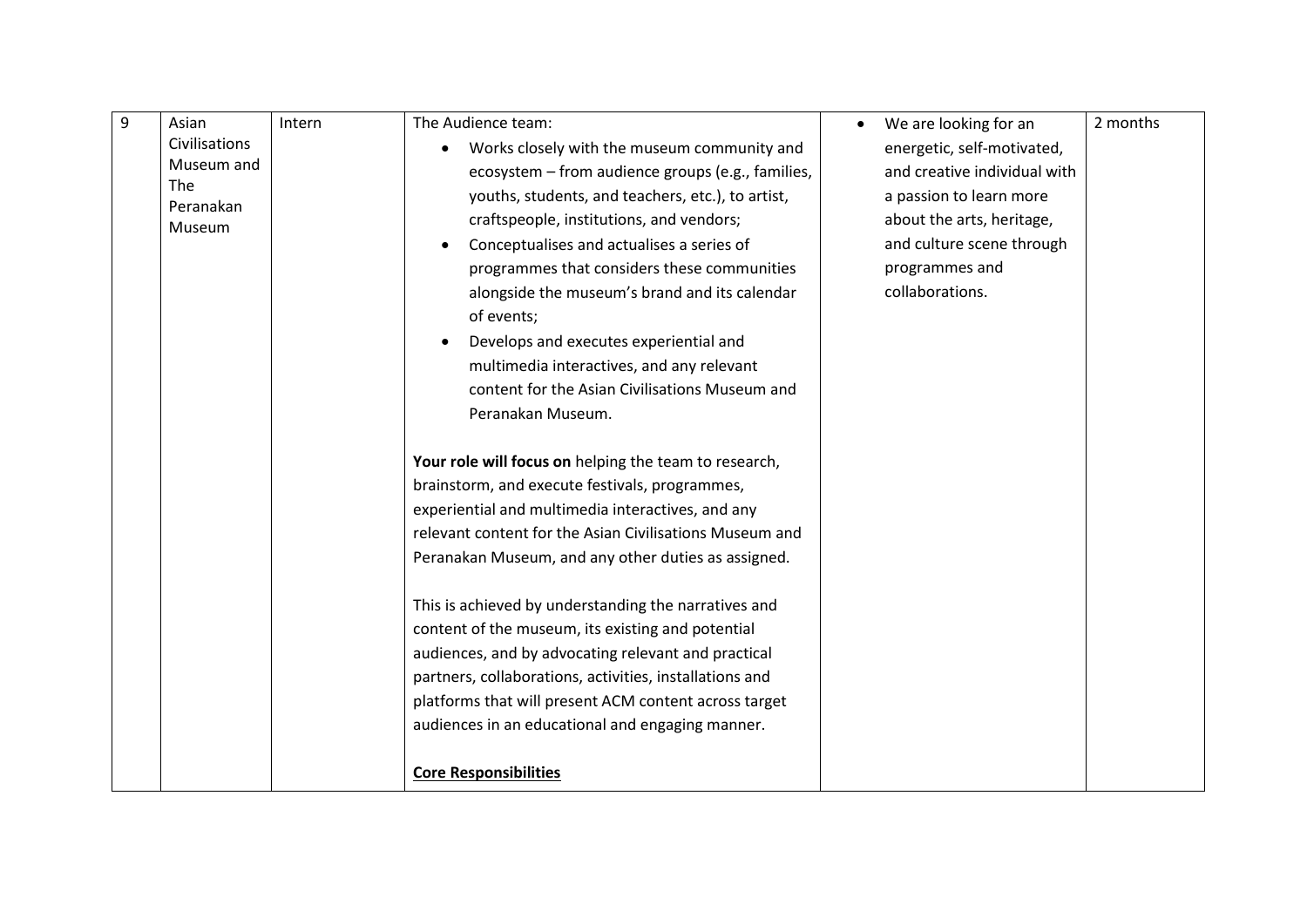| 9 | Asian Civilisations Museum and The Peranakan Museum | Intern | The Audience team:<br>• Works closely with the museum community and ecosystem – from audience groups (e.g., families, youths, students, and teachers, etc.), to artist, craftspeople, institutions, and vendors;<br>• Conceptualises and actualises a series of programmes that considers these communities alongside the museum's brand and its calendar of events;<br>• Develops and executes experiential and multimedia interactives, and any relevant content for the Asian Civilisations Museum and Peranakan Museum.<br><br>**Your role will focus on** helping the team to research, brainstorm, and execute festivals, programmes, experiential and multimedia interactives, and any relevant content for the Asian Civilisations Museum and Peranakan Museum, and any other duties as assigned.<br><br>This is achieved by understanding the narratives and content of the museum, its existing and potential audiences, and by advocating relevant and practical partners, collaborations, activities, installations and platforms that will present ACM content across target audiences in an educational and engaging manner.<br><br>**<u>Core Responsibilities</u>** | • We are looking for an energetic, self-motivated, and creative individual with a passion to learn more about the arts, heritage, and culture scene through programmes and collaborations. | 2 months |
|---|---|---|---|---|---|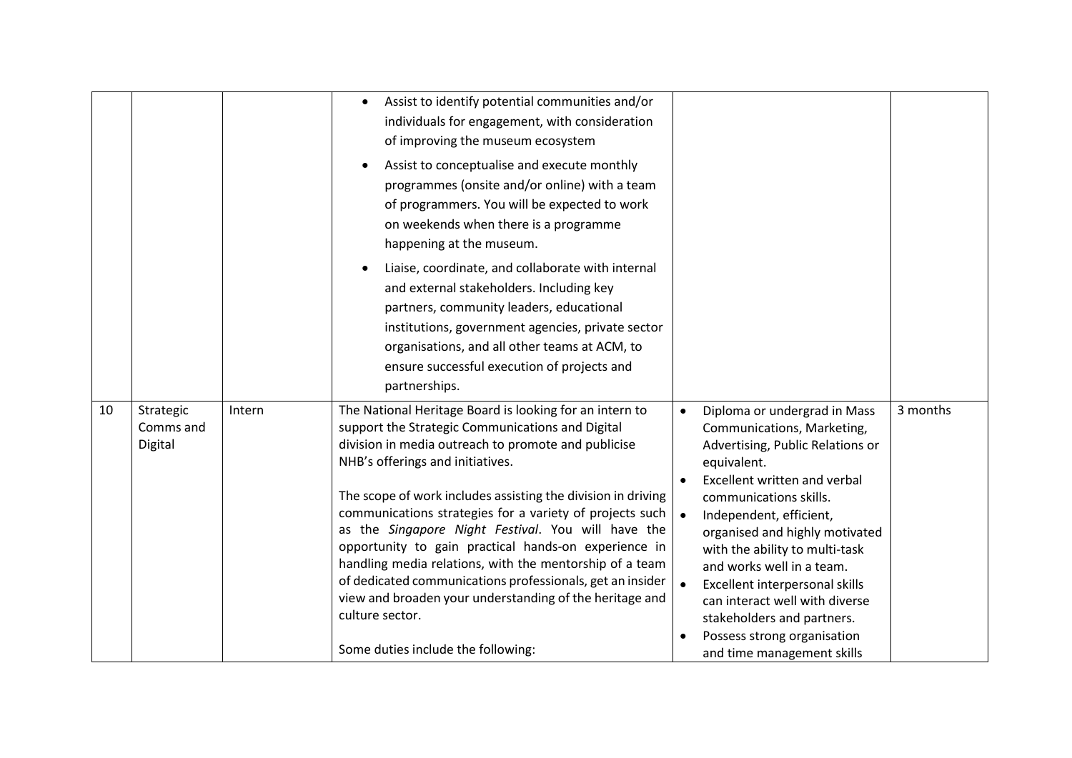| | | | | | |
|---|---|---|---|---|---|
| | | | • Assist to identify potential communities and/or individuals for engagement, with consideration of improving the museum ecosystem<br>• Assist to conceptualise and execute monthly programmes (onsite and/or online) with a team of programmers. You will be expected to work on weekends when there is a programme happening at the museum.<br>• Liaise, coordinate, and collaborate with internal and external stakeholders. Including key partners, community leaders, educational institutions, government agencies, private sector organisations, and all other teams at ACM, to ensure successful execution of projects and partnerships. | | |
| 10 | Strategic Comms and Digital | Intern | The National Heritage Board is looking for an intern to support the Strategic Communications and Digital division in media outreach to promote and publicise NHB's offerings and initiatives.<br><br>The scope of work includes assisting the division in driving communications strategies for a variety of projects such as the *Singapore Night Festival*. You will have the opportunity to gain practical hands-on experience in handling media relations, with the mentorship of a team of dedicated communications professionals, get an insider view and broaden your understanding of the heritage and culture sector.<br><br>Some duties include the following: | • Diploma or undergrad in Mass Communications, Marketing, Advertising, Public Relations or equivalent.<br>• Excellent written and verbal communications skills.<br>• Independent, efficient, organised and highly motivated with the ability to multi-task and works well in a team.<br>• Excellent interpersonal skills can interact well with diverse stakeholders and partners.<br>• Possess strong organisation and time management skills | 3 months |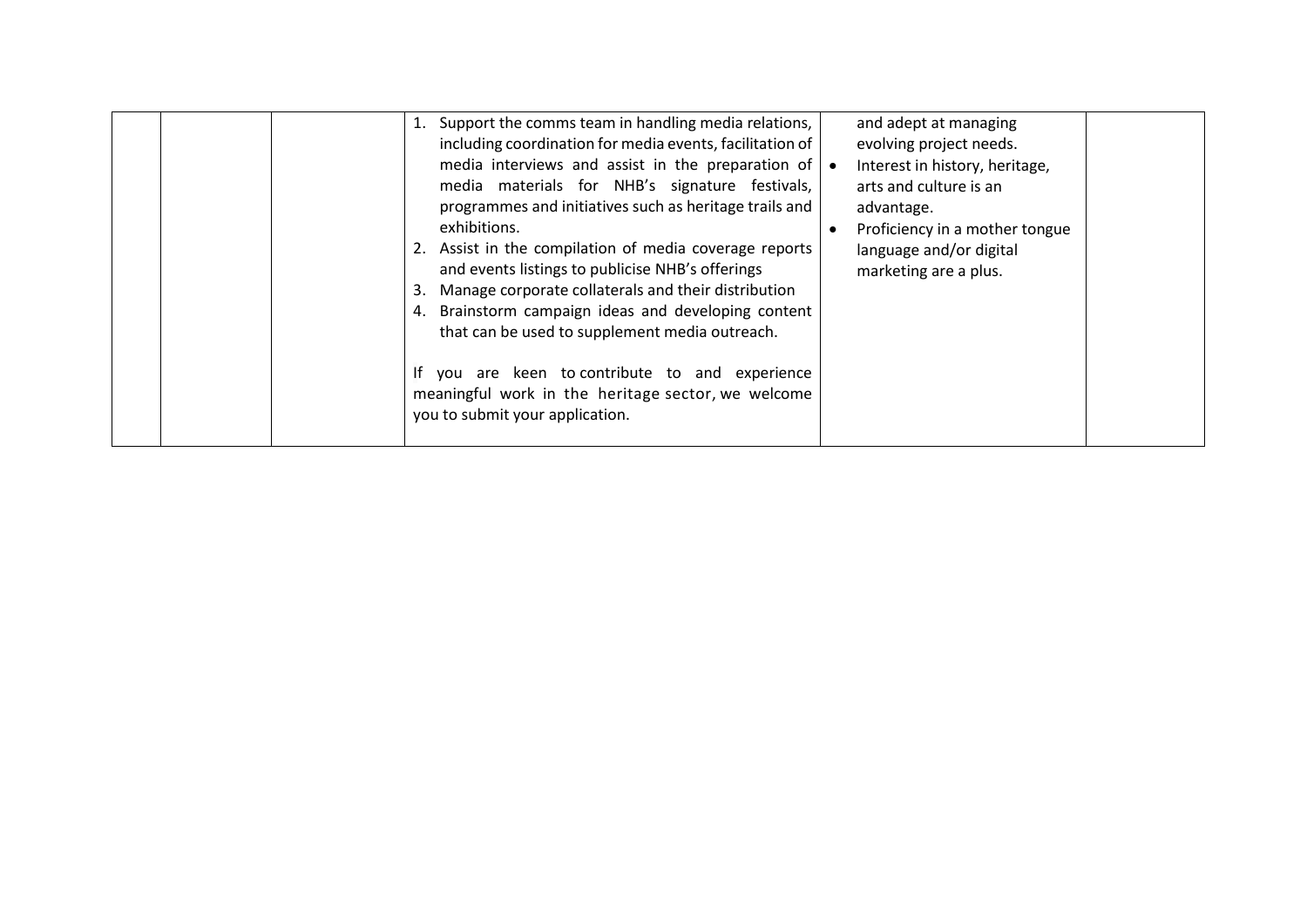| | | | | | |
|---|---|---|---|---|---|
| | | | 1. Support the comms team in handling media relations, including coordination for media events, facilitation of media interviews and assist in the preparation of media materials for NHB's signature festivals, programmes and initiatives such as heritage trails and exhibitions.<br>2. Assist in the compilation of media coverage reports and events listings to publicise NHB's offerings<br>3. Manage corporate collaterals and their distribution<br>4. Brainstorm campaign ideas and developing content that can be used to supplement media outreach.<br><br>If you are keen to contribute to and experience meaningful work in the heritage sector, we welcome you to submit your application. | and adept at managing evolving project needs.<br>• Interest in history, heritage, arts and culture is an advantage.<br>• Proficiency in a mother tongue language and/or digital marketing are a plus. | |